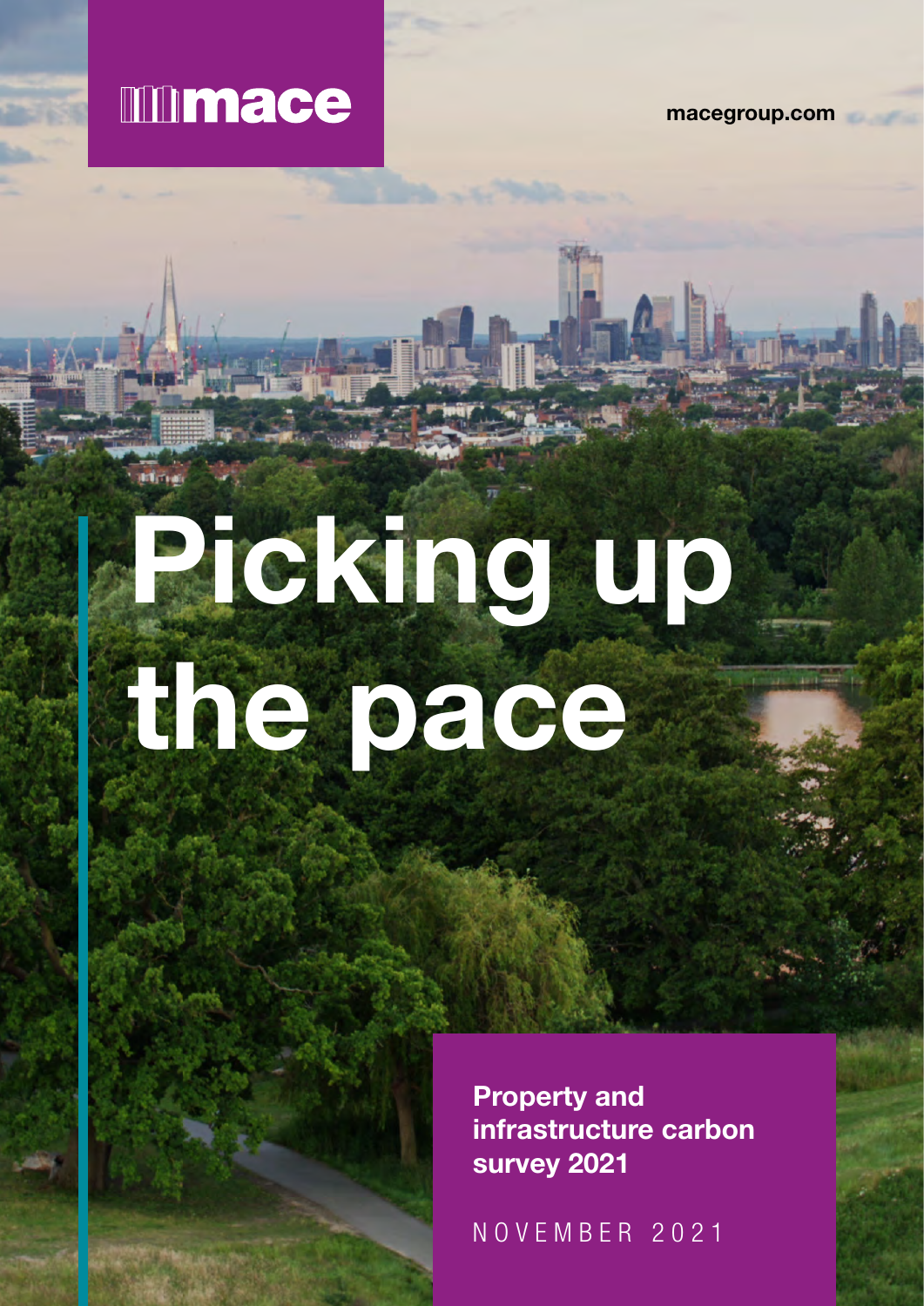mace

macegroup.com

# Picking up the pace

**Property and infrastructure carbon survey 2021**

NOVEMBER 2021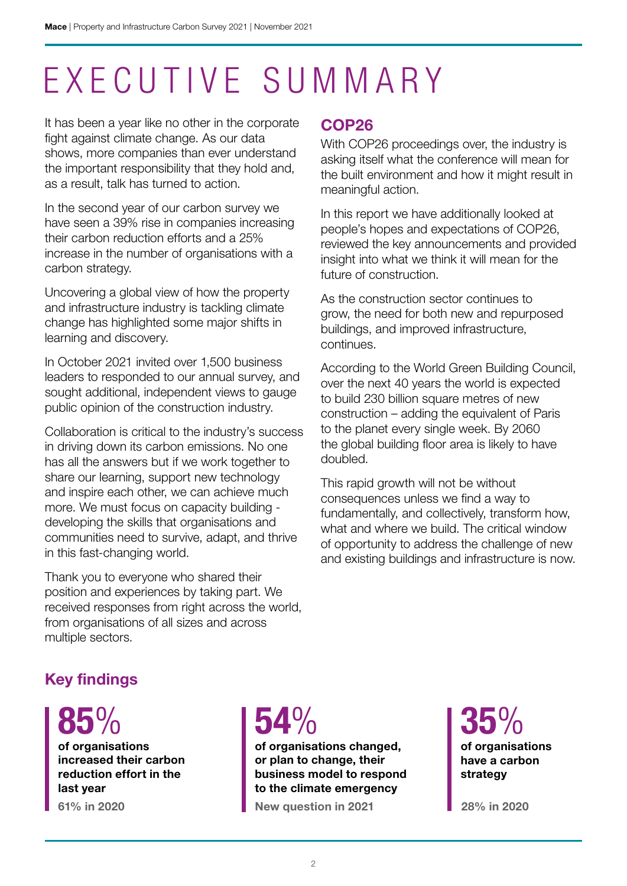// Transcription of page 2 of document 9fdfaaf2c07d.
# EXECUTIVE SUMMARY

It has been a year like no other in the corporate fight against climate change. As our data shows, more companies than ever understand the important responsibility that they hold and, as a result, talk has turned to action.

In the second year of our carbon survey we have seen a 39% rise in companies increasing their carbon reduction efforts and a 25% increase in the number of organisations with a carbon strategy.

Uncovering a global view of how the property and infrastructure industry is tackling climate change has highlighted some major shifts in learning and discovery.

In October 2021 invited over 1,500 business leaders to responded to our annual survey, and sought additional, independent views to gauge public opinion of the construction industry.

Collaboration is critical to the industry's success in driving down its carbon emissions. No one has all the answers but if we work together to share our learning, support new technology and inspire each other, we can achieve much more. We must focus on capacity building - developing the skills that organisations and communities need to survive, adapt, and thrive in this fast-changing world.

Thank you to everyone who shared their position and experiences by taking part. We received responses from right across the world, from organisations of all sizes and across multiple sectors.

## COP26

With COP26 proceedings over, the industry is asking itself what the conference will mean for the built environment and how it might result in meaningful action.

In this report we have additionally looked at people's hopes and expectations of COP26, reviewed the key announcements and provided insight into what we think it will mean for the future of construction.

As the construction sector continues to grow, the need for both new and repurposed buildings, and improved infrastructure, continues.

According to the World Green Building Council, over the next 40 years the world is expected to build 230 billion square metres of new construction – adding the equivalent of Paris to the planet every single week. By 2060 the global building floor area is likely to have doubled.

This rapid growth will not be without consequences unless we find a way to fundamentally, and collectively, transform how, what and where we build. The critical window of opportunity to address the challenge of new and existing buildings and infrastructure is now.

## Key findings

**85%**

**of organisations increased their carbon reduction effort in the last year**

61% in 2020

**54%**

**of organisations changed, or plan to change, their business model to respond to the climate emergency**

New question in 2021

**35%**

**of organisations have a carbon strategy**

28% in 2020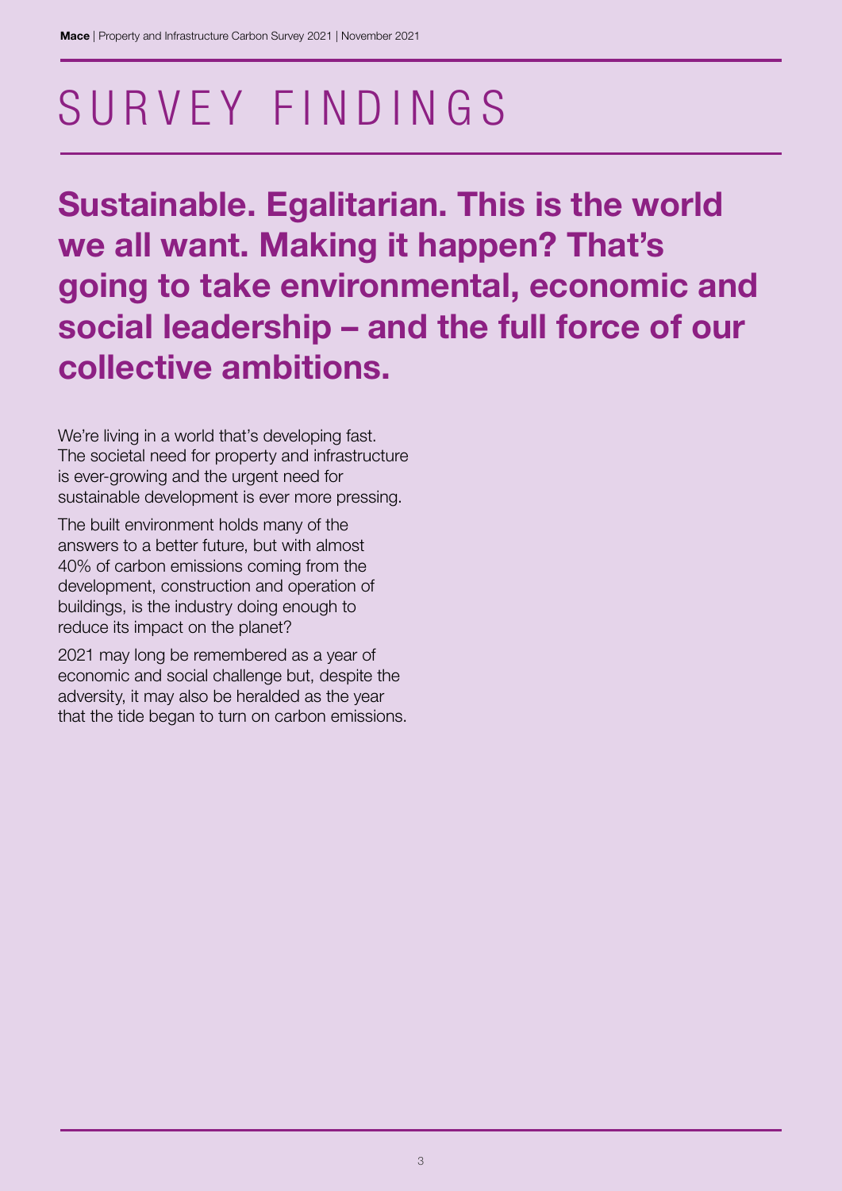# SURVEY FINDINGS

## Sustainable. Egalitarian. This is the world we all want. Making it happen? That's going to take environmental, economic and social leadership – and the full force of our collective ambitions.

We're living in a world that's developing fast. The societal need for property and infrastructure is ever-growing and the urgent need for sustainable development is ever more pressing.

The built environment holds many of the answers to a better future, but with almost 40% of carbon emissions coming from the development, construction and operation of buildings, is the industry doing enough to reduce its impact on the planet?

2021 may long be remembered as a year of economic and social challenge but, despite the adversity, it may also be heralded as the year that the tide began to turn on carbon emissions.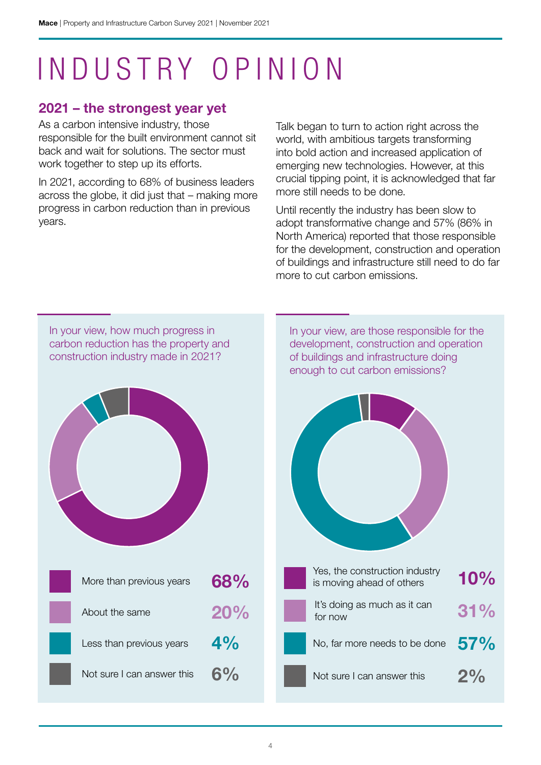# INDUSTRY OPINION

## 2021 – the strongest year yet

As a carbon intensive industry, those responsible for the built environment cannot sit back and wait for solutions. The sector must work together to step up its efforts.

In 2021, according to 68% of business leaders across the globe, it did just that – making more progress in carbon reduction than in previous years.

Talk began to turn to action right across the world, with ambitious targets transforming into bold action and increased application of emerging new technologies. However, at this crucial tipping point, it is acknowledged that far more still needs to be done.

Until recently the industry has been slow to adopt transformative change and 57% (86% in North America) reported that those responsible for the development, construction and operation of buildings and infrastructure still need to do far more to cut carbon emissions.

In your view, how much progress in carbon reduction has the property and construction industry made in 2021?

More than previous years 68%

About the same 20%

Less than previous years 4%

Not sure I can answer this 6%

In your view, are those responsible for the development, construction and operation of buildings and infrastructure doing enough to cut carbon emissions?

Yes, the construction industry is moving ahead of others 10%

It's doing as much as it can for now 31%

No, far more needs to be done 57%

Not sure I can answer this 2%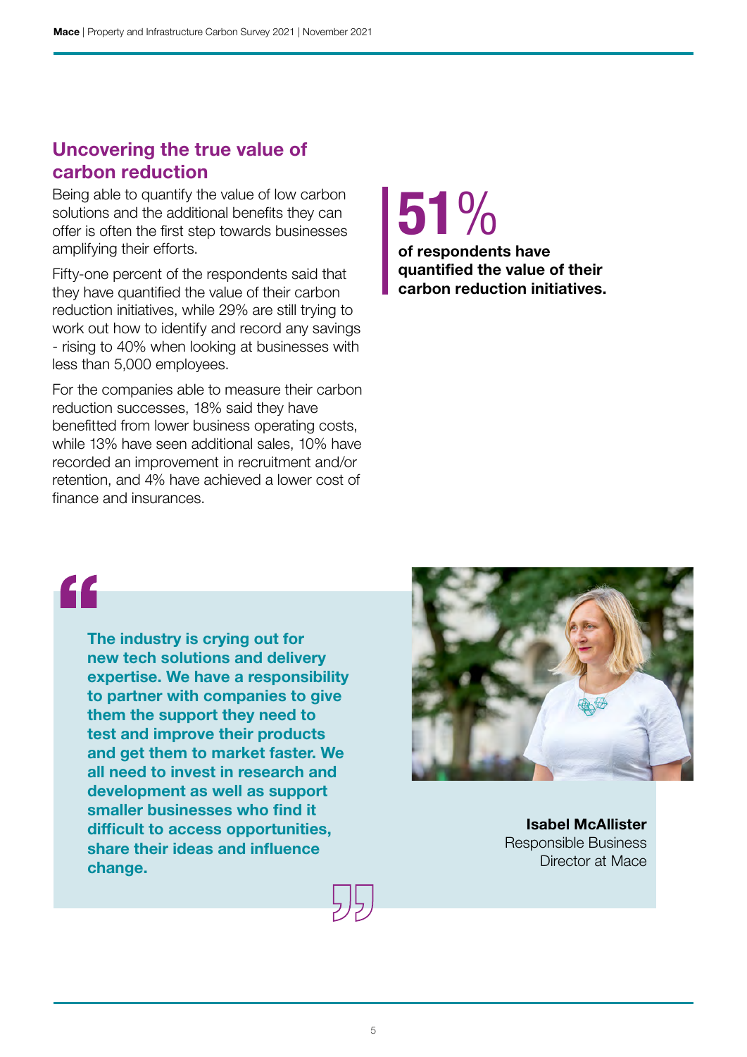## Uncovering the true value of carbon reduction

Being able to quantify the value of low carbon solutions and the additional benefits they can offer is often the first step towards businesses amplifying their efforts.

Fifty-one percent of the respondents said that they have quantified the value of their carbon reduction initiatives, while 29% are still trying to work out how to identify and record any savings - rising to 40% when looking at businesses with less than 5,000 employees.

For the companies able to measure their carbon reduction successes, 18% said they have benefitted from lower business operating costs, while 13% have seen additional sales, 10% have recorded an improvement in recruitment and/or retention, and 4% have achieved a lower cost of finance and insurances.

**51%**

**of respondents have quantified the value of their carbon reduction initiatives.**

> **The industry is crying out for new tech solutions and delivery expertise. We have a responsibility to partner with companies to give them the support they need to test and improve their products and get them to market faster. We all need to invest in research and development as well as support smaller businesses who find it difficult to access opportunities, share their ideas and influence change.**

**Isabel McAllister**
Responsible Business Director at Mace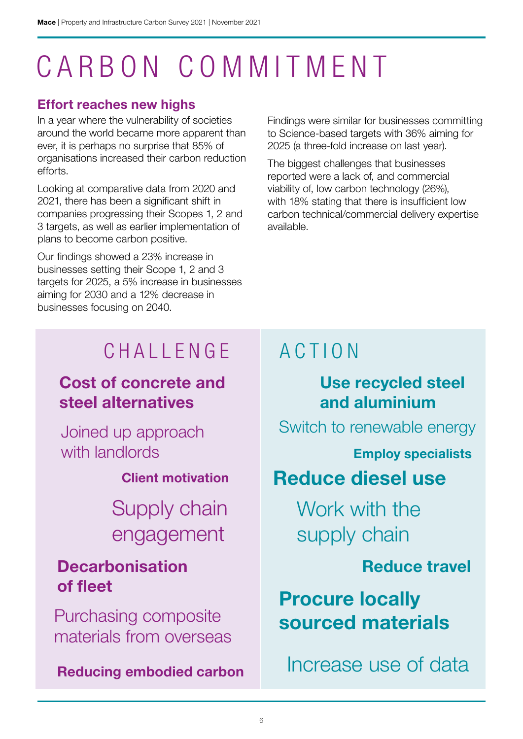# CARBON COMMITMENT

## Effort reaches new highs

In a year where the vulnerability of societies around the world became more apparent than ever, it is perhaps no surprise that 85% of organisations increased their carbon reduction efforts.

Looking at comparative data from 2020 and 2021, there has been a significant shift in companies progressing their Scopes 1, 2 and 3 targets, as well as earlier implementation of plans to become carbon positive.

Our findings showed a 23% increase in businesses setting their Scope 1, 2 and 3 targets for 2025, a 5% increase in businesses aiming for 2030 and a 12% decrease in businesses focusing on 2040.

Findings were similar for businesses committing to Science-based targets with 36% aiming for 2025 (a three-fold increase on last year).

The biggest challenges that businesses reported were a lack of, and commercial viability of, low carbon technology (26%), with 18% stating that there is insufficient low carbon technical/commercial delivery expertise available.

## CHALLENGE

**Cost of concrete and steel alternatives**

Joined up approach with landlords

**Client motivation**

Supply chain engagement

**Decarbonisation of fleet**

Purchasing composite materials from overseas

**Reducing embodied carbon**

## ACTION

**Use recycled steel and aluminium**

Switch to renewable energy

**Employ specialists**

**Reduce diesel use**

Work with the supply chain

**Reduce travel**

**Procure locally sourced materials**

Increase use of data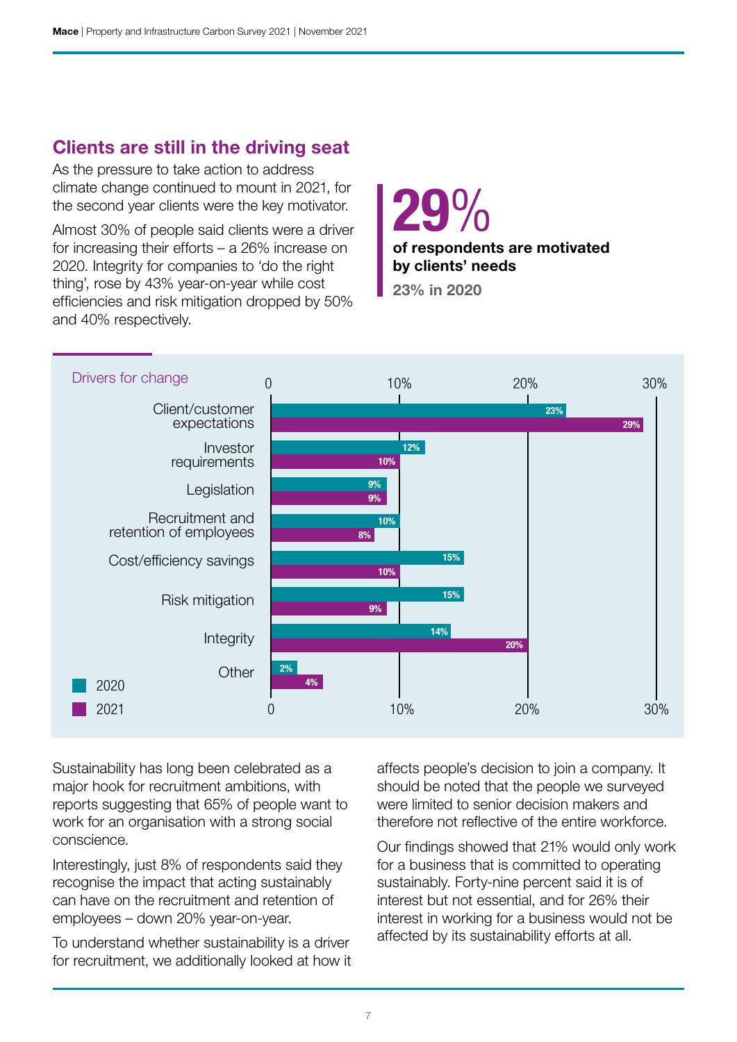## Clients are still in the driving seat

As the pressure to take action to address climate change continued to mount in 2021, for the second year clients were the key motivator.

Almost 30% of people said clients were a driver for increasing their efforts – a 26% increase on 2020. Integrity for companies to 'do the right thing', rose by 43% year-on-year while cost efficiencies and risk mitigation dropped by 50% and 40% respectively.

**29%**

**of respondents are motivated by clients' needs**

**23% in 2020**

Drivers for change

0
10%
20%
30%

Client/customer expectations
23%
29%

Investor requirements
12%
10%

Legislation
9%
9%

Recruitment and retention of employees
10%
8%

Cost/efficiency savings
15%
10%

Risk mitigation
15%
9%

Integrity
14%
20%

Other
2%
4%

2020
2021

Sustainability has long been celebrated as a major hook for recruitment ambitions, with reports suggesting that 65% of people want to work for an organisation with a strong social conscience.

Interestingly, just 8% of respondents said they recognise the impact that acting sustainably can have on the recruitment and retention of employees – down 20% year-on-year.

To understand whether sustainability is a driver for recruitment, we additionally looked at how it affects people's decision to join a company. It should be noted that the people we surveyed were limited to senior decision makers and therefore not reflective of the entire workforce.

Our findings showed that 21% would only work for a business that is committed to operating sustainably. Forty-nine percent said it is of interest but not essential, and for 26% their interest in working for a business would not be affected by its sustainability efforts at all.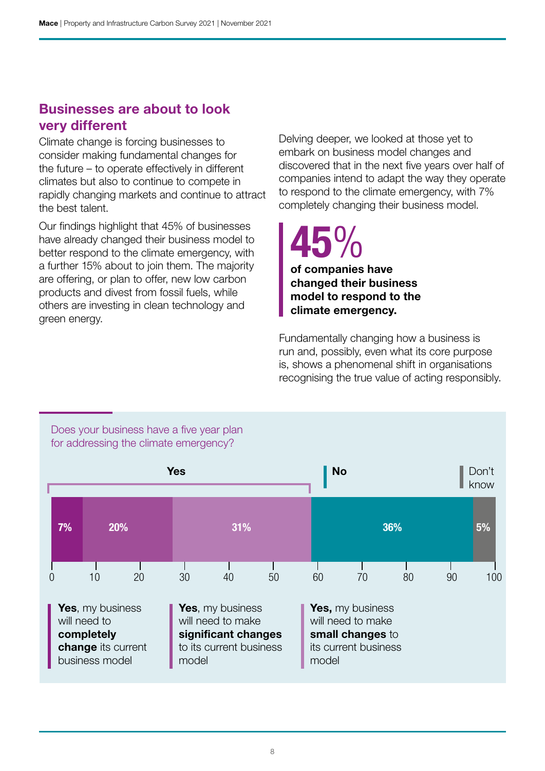## Businesses are about to look very different

Climate change is forcing businesses to consider making fundamental changes for the future – to operate effectively in different climates but also to continue to compete in rapidly changing markets and continue to attract the best talent.

Our findings highlight that 45% of businesses have already changed their business model to better respond to the climate emergency, with a further 15% about to join them. The majority are offering, or plan to offer, new low carbon products and divest from fossil fuels, while others are investing in clean technology and green energy.

Delving deeper, we looked at those yet to embark on business model changes and discovered that in the next five years over half of companies intend to adapt the way they operate to respond to the climate emergency, with 7% completely changing their business model.

**45%**

**of companies have changed their business model to respond to the climate emergency.**

Fundamentally changing how a business is run and, possibly, even what its core purpose is, shows a phenomenal shift in organisations recognising the true value of acting responsibly.

Does your business have a five year plan for addressing the climate emergency?

Yes

No

Don't know

7%

20%

31%

36%

5%

0 10 20 30 40 50 60 70 80 90 100

**Yes**, my business will need to **completely change** its current business model

**Yes**, my business will need to make **significant changes** to its current business model

**Yes,** my business will need to make **small changes** to its current business model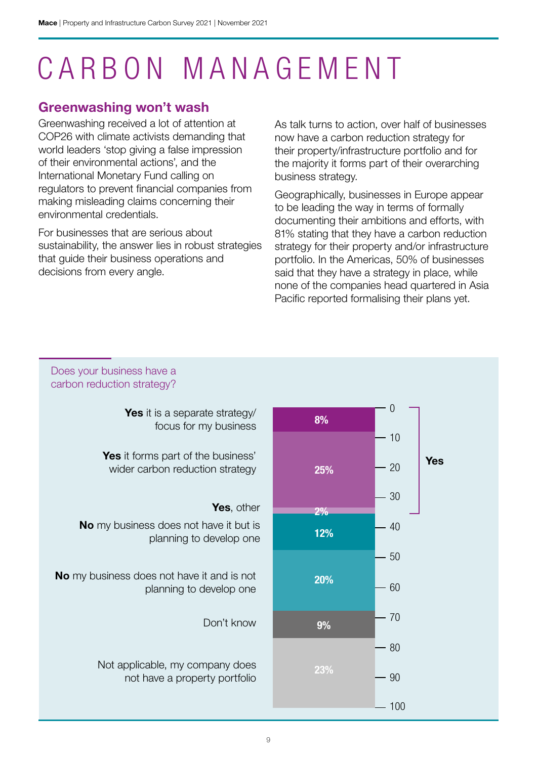# CARBON MANAGEMENT

## Greenwashing won't wash

Greenwashing received a lot of attention at COP26 with climate activists demanding that world leaders 'stop giving a false impression of their environmental actions', and the International Monetary Fund calling on regulators to prevent financial companies from making misleading claims concerning their environmental credentials.

For businesses that are serious about sustainability, the answer lies in robust strategies that guide their business operations and decisions from every angle.

As talk turns to action, over half of businesses now have a carbon reduction strategy for their property/infrastructure portfolio and for the majority it forms part of their overarching business strategy.

Geographically, businesses in Europe appear to be leading the way in terms of formally documenting their ambitions and efforts, with 81% stating that they have a carbon reduction strategy for their property and/or infrastructure portfolio. In the Americas, 50% of businesses said that they have a strategy in place, while none of the companies head quartered in Asia Pacific reported formalising their plans yet.

Does your business have a carbon reduction strategy?

| Response | % |
| --- | --- |
| **Yes** it is a separate strategy/ focus for my business | 8% |
| **Yes** it forms part of the business' wider carbon reduction strategy | 25% |
| **Yes**, other | 2% |
| **No** my business does not have it but is planning to develop one | 12% |
| **No** my business does not have it and is not planning to develop one | 20% |
| Don't know | 9% |
| Not applicable, my company does not have a property portfolio | 23% |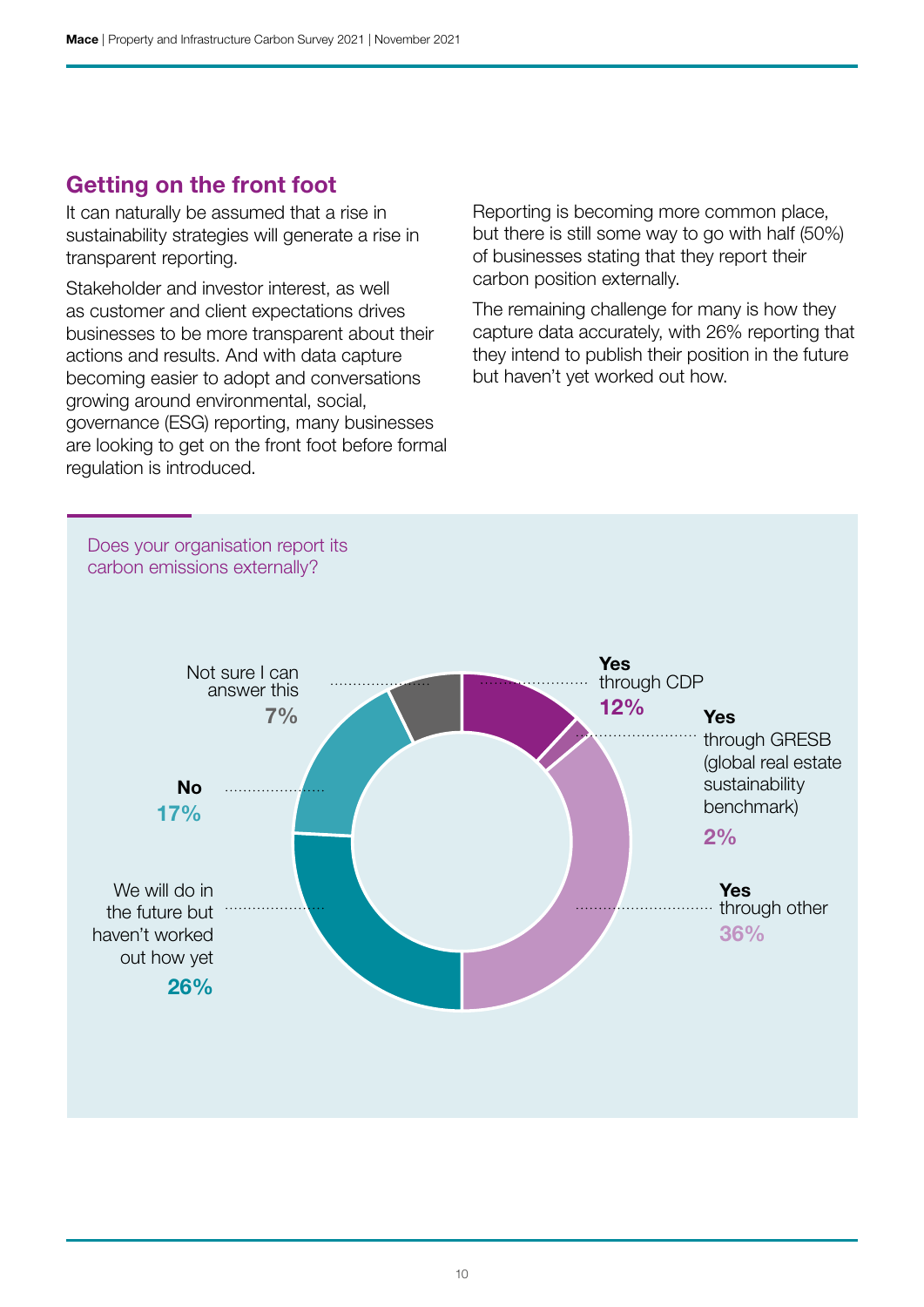## Getting on the front foot

It can naturally be assumed that a rise in sustainability strategies will generate a rise in transparent reporting.

Stakeholder and investor interest, as well as customer and client expectations drives businesses to be more transparent about their actions and results. And with data capture becoming easier to adopt and conversations growing around environmental, social, governance (ESG) reporting, many businesses are looking to get on the front foot before formal regulation is introduced.

Reporting is becoming more common place, but there is still some way to go with half (50%) of businesses stating that they report their carbon position externally.

The remaining challenge for many is how they capture data accurately, with 26% reporting that they intend to publish their position in the future but haven't yet worked out how.

Does your organisation report its carbon emissions externally?

**Yes** through CDP
**12%**

**Yes** through GRESB (global real estate sustainability benchmark)
**2%**

**Yes** through other
**36%**

We will do in the future but haven't worked out how yet
**26%**

**No**
**17%**

Not sure I can answer this
**7%**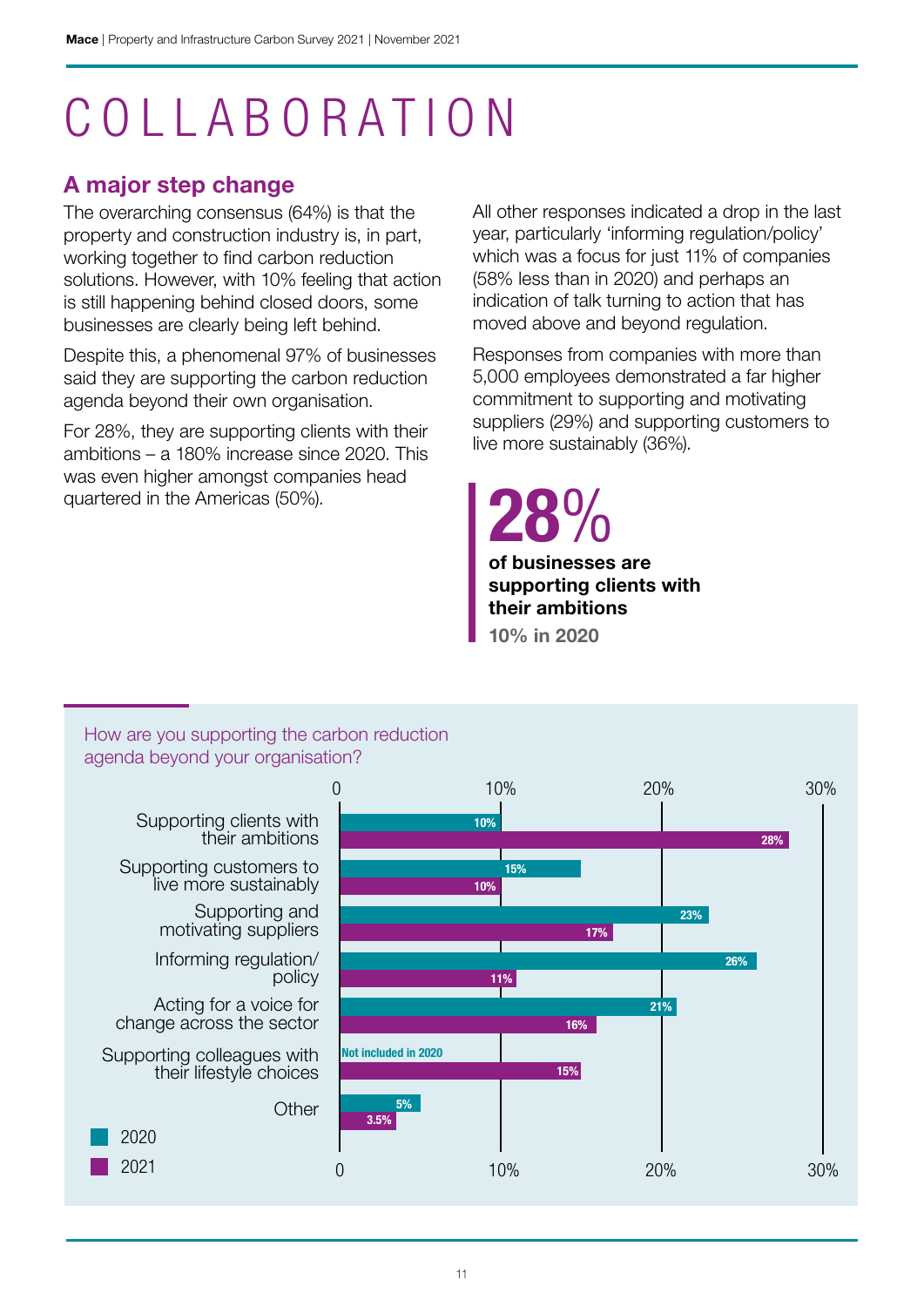# COLLABORATION

## A major step change

The overarching consensus (64%) is that the property and construction industry is, in part, working together to find carbon reduction solutions. However, with 10% feeling that action is still happening behind closed doors, some businesses are clearly being left behind.

Despite this, a phenomenal 97% of businesses said they are supporting the carbon reduction agenda beyond their own organisation.

For 28%, they are supporting clients with their ambitions – a 180% increase since 2020. This was even higher amongst companies head quartered in the Americas (50%).

All other responses indicated a drop in the last year, particularly 'informing regulation/policy' which was a focus for just 11% of companies (58% less than in 2020) and perhaps an indication of talk turning to action that has moved above and beyond regulation.

Responses from companies with more than 5,000 employees demonstrated a far higher commitment to supporting and motivating suppliers (29%) and supporting customers to live more sustainably (36%).

**28%**

**of businesses are supporting clients with their ambitions**

**10% in 2020**

How are you supporting the carbon reduction agenda beyond your organisation?

0
10%
20%
30%

Supporting clients with their ambitions
10%
28%

Supporting customers to live more sustainably
15%
10%

Supporting and motivating suppliers
23%
17%

Informing regulation/ policy
26%
11%

Acting for a voice for change across the sector
21%
16%

Supporting colleagues with their lifestyle choices
Not included in 2020
15%

Other
5%
3.5%

2020
2021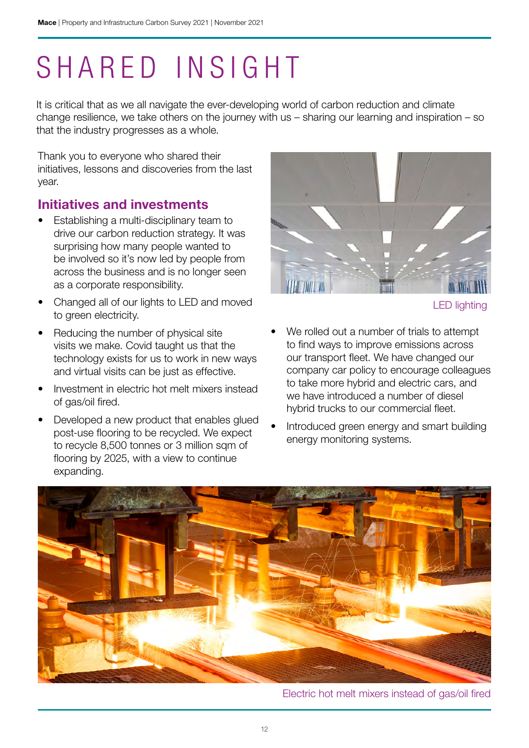# SHARED INSIGHT

It is critical that as we all navigate the ever-developing world of carbon reduction and climate change resilience, we take others on the journey with us – sharing our learning and inspiration – so that the industry progresses as a whole.

Thank you to everyone who shared their initiatives, lessons and discoveries from the last year.

## Initiatives and investments

- Establishing a multi-disciplinary team to drive our carbon reduction strategy. It was surprising how many people wanted to be involved so it's now led by people from across the business and is no longer seen as a corporate responsibility.
- Changed all of our lights to LED and moved to green electricity.
- Reducing the number of physical site visits we make. Covid taught us that the technology exists for us to work in new ways and virtual visits can be just as effective.
- Investment in electric hot melt mixers instead of gas/oil fired.
- Developed a new product that enables glued post-use flooring to be recycled. We expect to recycle 8,500 tonnes or 3 million sqm of flooring by 2025, with a view to continue expanding.

LED lighting

- We rolled out a number of trials to attempt to find ways to improve emissions across our transport fleet. We have changed our company car policy to encourage colleagues to take more hybrid and electric cars, and we have introduced a number of diesel hybrid trucks to our commercial fleet.
- Introduced green energy and smart building energy monitoring systems.

Electric hot melt mixers instead of gas/oil fired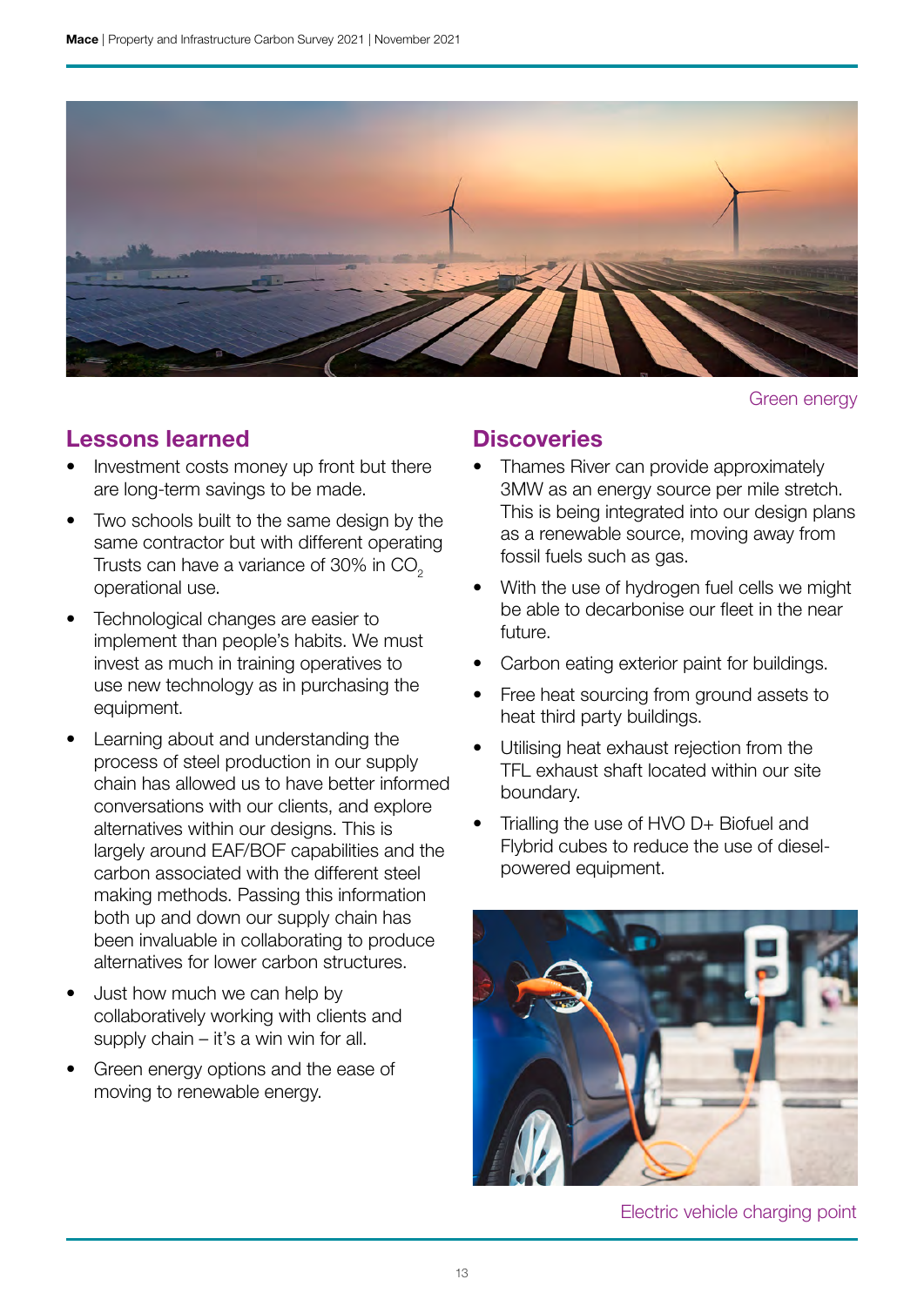Green energy

## Lessons learned

- Investment costs money up front but there are long-term savings to be made.
- Two schools built to the same design by the same contractor but with different operating Trusts can have a variance of 30% in $CO_2$ operational use.
- Technological changes are easier to implement than people's habits. We must invest as much in training operatives to use new technology as in purchasing the equipment.
- Learning about and understanding the process of steel production in our supply chain has allowed us to have better informed conversations with our clients, and explore alternatives within our designs. This is largely around EAF/BOF capabilities and the carbon associated with the different steel making methods. Passing this information both up and down our supply chain has been invaluable in collaborating to produce alternatives for lower carbon structures.
- Just how much we can help by collaboratively working with clients and supply chain – it's a win win for all.
- Green energy options and the ease of moving to renewable energy.

## Discoveries

- Thames River can provide approximately 3MW as an energy source per mile stretch. This is being integrated into our design plans as a renewable source, moving away from fossil fuels such as gas.
- With the use of hydrogen fuel cells we might be able to decarbonise our fleet in the near future.
- Carbon eating exterior paint for buildings.
- Free heat sourcing from ground assets to heat third party buildings.
- Utilising heat exhaust rejection from the TFL exhaust shaft located within our site boundary.
- Trialling the use of HVO D+ Biofuel and Flybrid cubes to reduce the use of diesel-powered equipment.

Electric vehicle charging point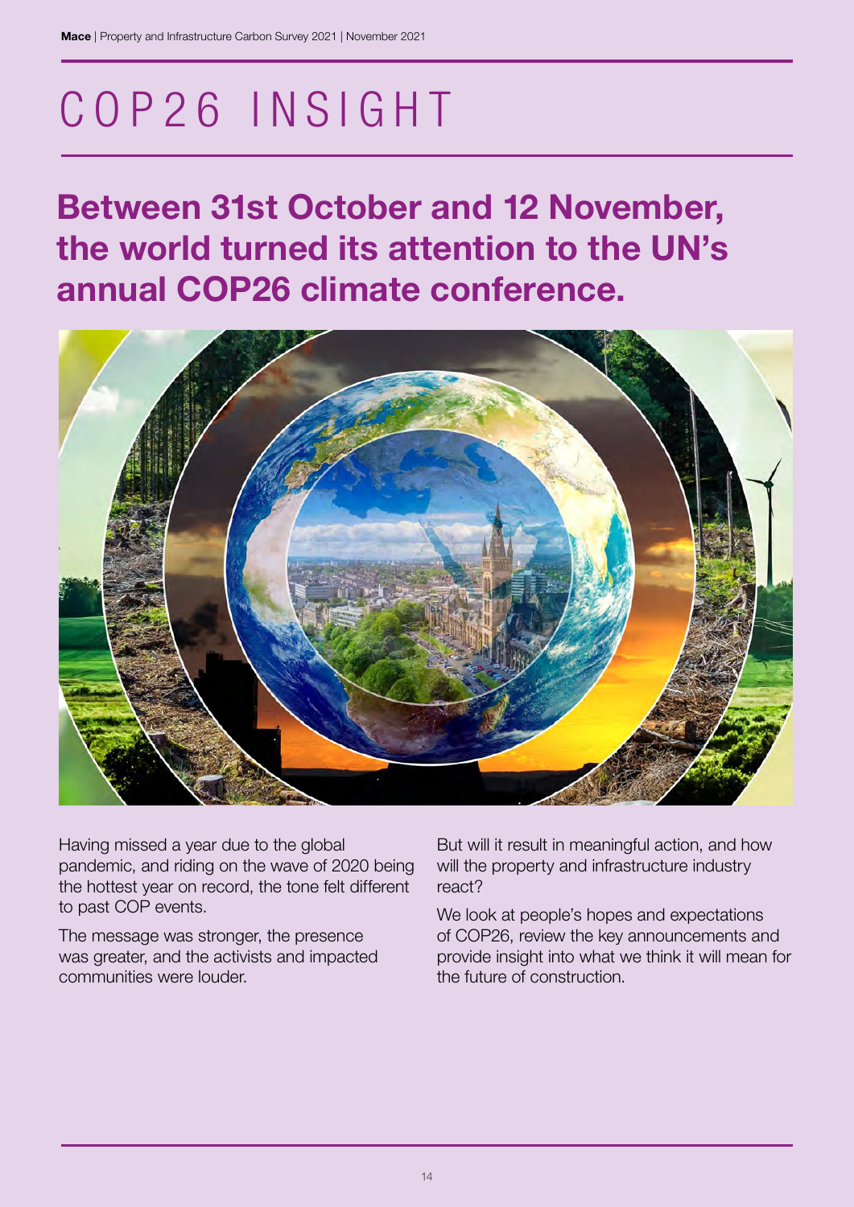# COP26 INSIGHT

## Between 31st October and 12 November, the world turned its attention to the UN's annual COP26 climate conference.

Having missed a year due to the global pandemic, and riding on the wave of 2020 being the hottest year on record, the tone felt different to past COP events.

The message was stronger, the presence was greater, and the activists and impacted communities were louder.

But will it result in meaningful action, and how will the property and infrastructure industry react?

We look at people's hopes and expectations of COP26, review the key announcements and provide insight into what we think it will mean for the future of construction.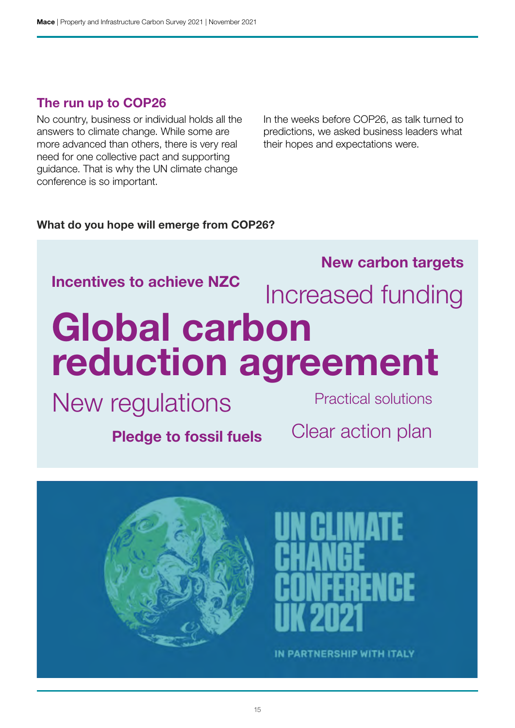## The run up to COP26

No country, business or individual holds all the answers to climate change. While some are more advanced than others, there is very real need for one collective pact and supporting guidance. That is why the UN climate change conference is so important.

In the weeks before COP26, as talk turned to predictions, we asked business leaders what their hopes and expectations were.

**What do you hope will emerge from COP26?**

New carbon targets

Incentives to achieve NZC

Increased funding

Global carbon reduction agreement

New regulations

Practical solutions

Pledge to fossil fuels

Clear action plan

UN CLIMATE CHANGE CONFERENCE UK 2021

IN PARTNERSHIP WITH ITALY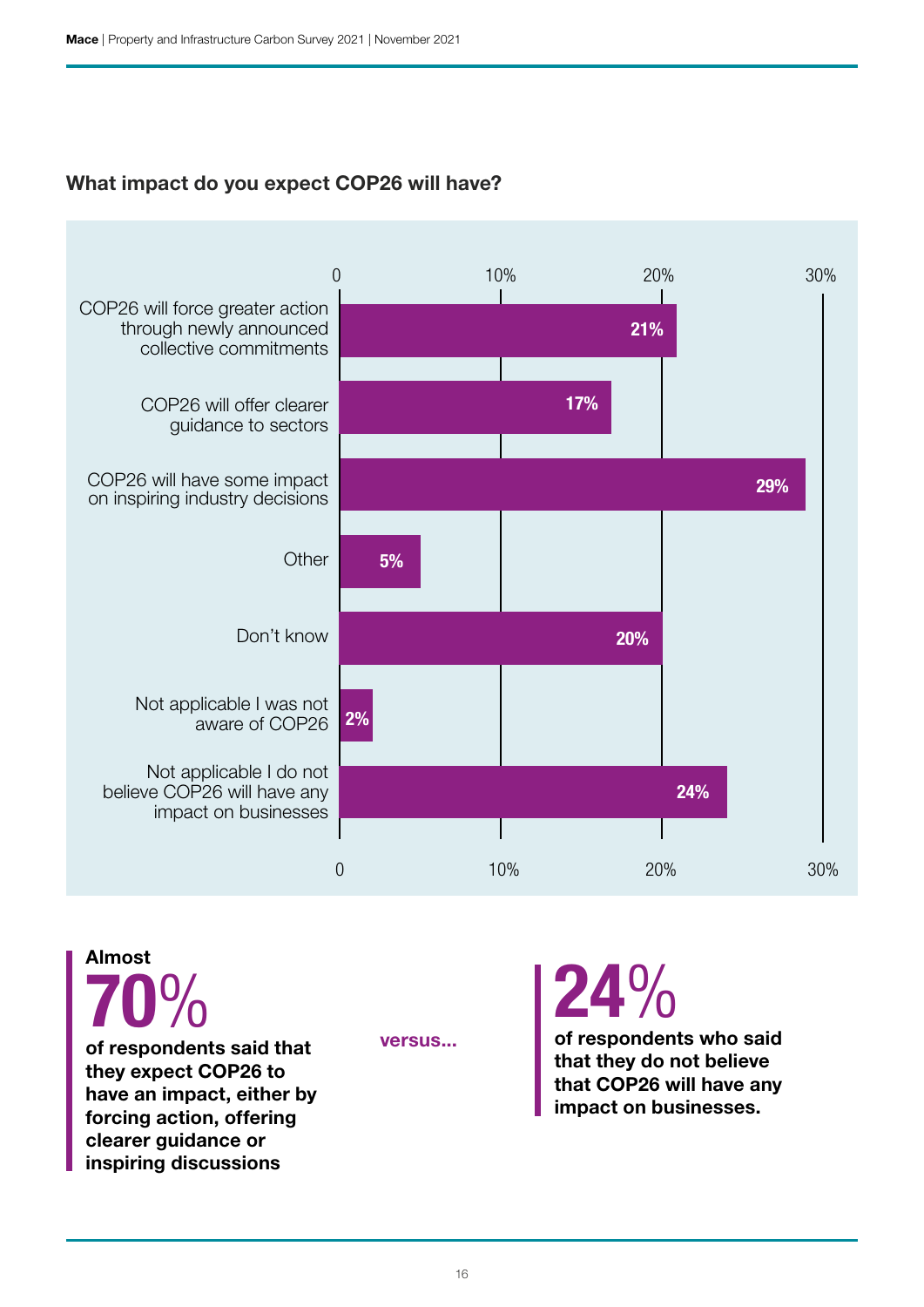## What impact do you expect COP26 will have?

0
10%
20%
30%

COP26 will force greater action through newly announced collective commitments
21%

COP26 will offer clearer guidance to sectors
17%

COP26 will have some impact on inspiring industry decisions
29%

Other
5%

Don't know
20%

Not applicable I was not aware of COP26
2%

Not applicable I do not believe COP26 will have any impact on businesses
24%

0
10%
20%
30%

**Almost**

**70%**

**of respondents said that they expect COP26 to have an impact, either by forcing action, offering clearer guidance or inspiring discussions**

**versus...**

**24%**

**of respondents who said that they do not believe that COP26 will have any impact on businesses.**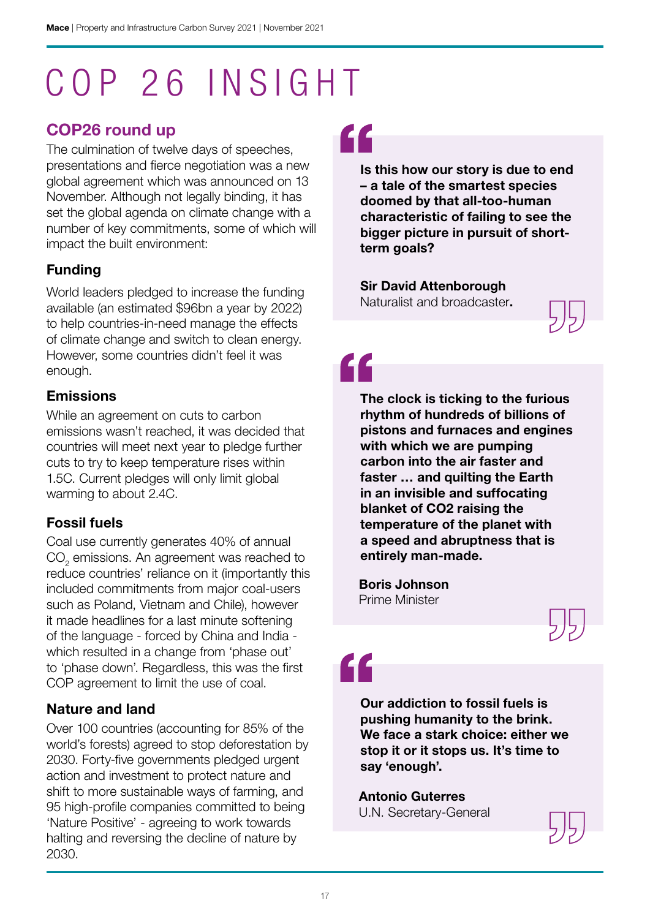# COP 26 INSIGHT

## COP26 round up

The culmination of twelve days of speeches, presentations and fierce negotiation was a new global agreement which was announced on 13 November. Although not legally binding, it has set the global agenda on climate change with a number of key commitments, some of which will impact the built environment:

### Funding

World leaders pledged to increase the funding available (an estimated $96bn a year by 2022) to help countries-in-need manage the effects of climate change and switch to clean energy. However, some countries didn't feel it was enough.

### Emissions

While an agreement on cuts to carbon emissions wasn't reached, it was decided that countries will meet next year to pledge further cuts to try to keep temperature rises within 1.5C. Current pledges will only limit global warming to about 2.4C.

### Fossil fuels

Coal use currently generates 40% of annual $CO_2$ emissions. An agreement was reached to reduce countries' reliance on it (importantly this included commitments from major coal-users such as Poland, Vietnam and Chile), however it made headlines for a last minute softening of the language - forced by China and India - which resulted in a change from 'phase out' to 'phase down'. Regardless, this was the first COP agreement to limit the use of coal.

### Nature and land

Over 100 countries (accounting for 85% of the world's forests) agreed to stop deforestation by 2030. Forty-five governments pledged urgent action and investment to protect nature and shift to more sustainable ways of farming, and 95 high-profile companies committed to being 'Nature Positive' - agreeing to work towards halting and reversing the decline of nature by 2030.

> **Is this how our story is due to end – a tale of the smartest species doomed by that all-too-human characteristic of failing to see the bigger picture in pursuit of short-term goals?**
>
> **Sir David Attenborough**
> Naturalist and broadcaster**.**

> **The clock is ticking to the furious rhythm of hundreds of billions of pistons and furnaces and engines with which we are pumping carbon into the air faster and faster … and quilting the Earth in an invisible and suffocating blanket of CO2 raising the temperature of the planet with a speed and abruptness that is entirely man-made.**
>
> **Boris Johnson**
> Prime Minister

> **Our addiction to fossil fuels is pushing humanity to the brink. We face a stark choice: either we stop it or it stops us. It's time to say 'enough'.**
>
> **Antonio Guterres**
> U.N. Secretary-General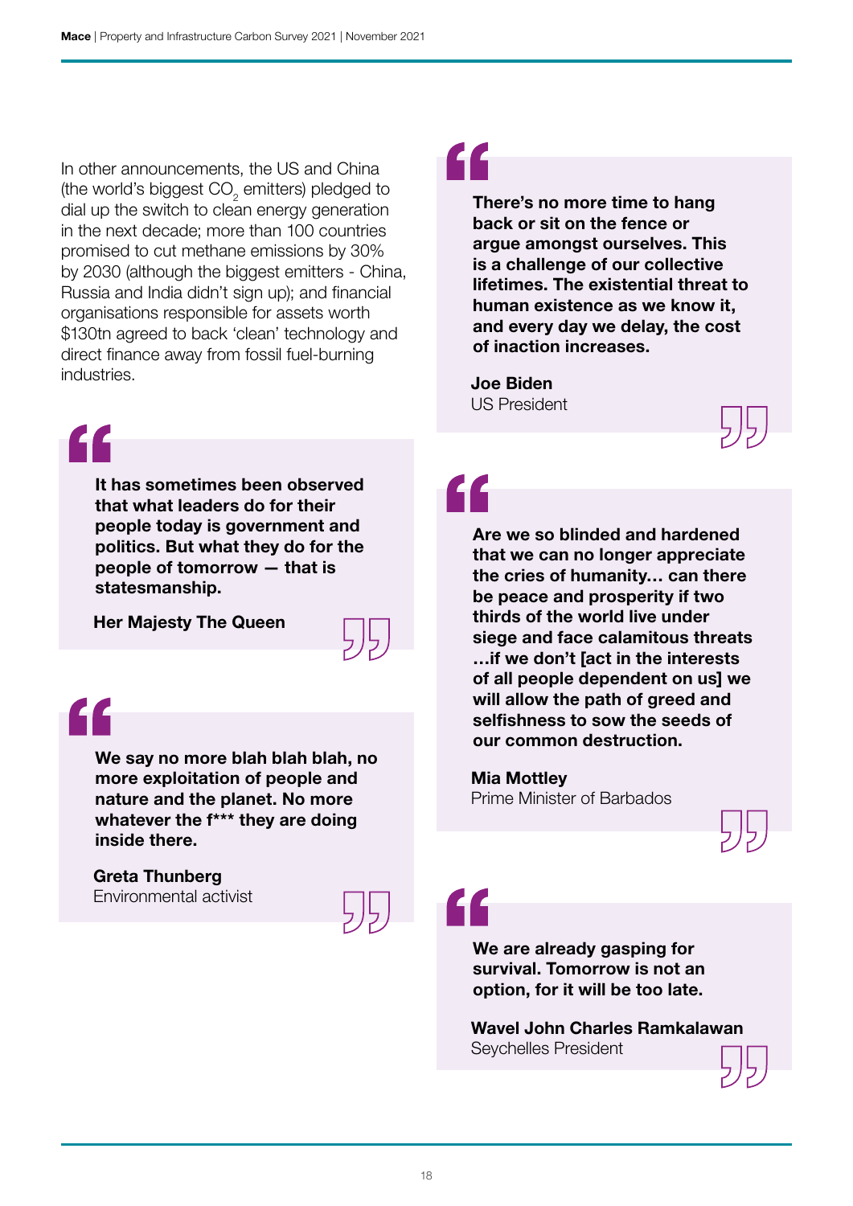In other announcements, the US and China (the world's biggest $CO_2$ emitters) pledged to dial up the switch to clean energy generation in the next decade; more than 100 countries promised to cut methane emissions by 30% by 2030 (although the biggest emitters - China, Russia and India didn't sign up); and financial organisations responsible for assets worth $130tn agreed to back 'clean' technology and direct finance away from fossil fuel-burning industries.

> **It has sometimes been observed that what leaders do for their people today is government and politics. But what they do for the people of tomorrow — that is statesmanship.**
>
> **Her Majesty The Queen**

> **We say no more blah blah blah, no more exploitation of people and nature and the planet. No more whatever the f*** they are doing inside there.**
>
> **Greta Thunberg**
> Environmental activist

> **There's no more time to hang back or sit on the fence or argue amongst ourselves. This is a challenge of our collective lifetimes. The existential threat to human existence as we know it, and every day we delay, the cost of inaction increases.**
>
> **Joe Biden**
> US President

> **Are we so blinded and hardened that we can no longer appreciate the cries of humanity… can there be peace and prosperity if two thirds of the world live under siege and face calamitous threats …if we don't [act in the interests of all people dependent on us] we will allow the path of greed and selfishness to sow the seeds of our common destruction.**
>
> **Mia Mottley**
> Prime Minister of Barbados

> **We are already gasping for survival. Tomorrow is not an option, for it will be too late.**
>
> **Wavel John Charles Ramkalawan**
> Seychelles President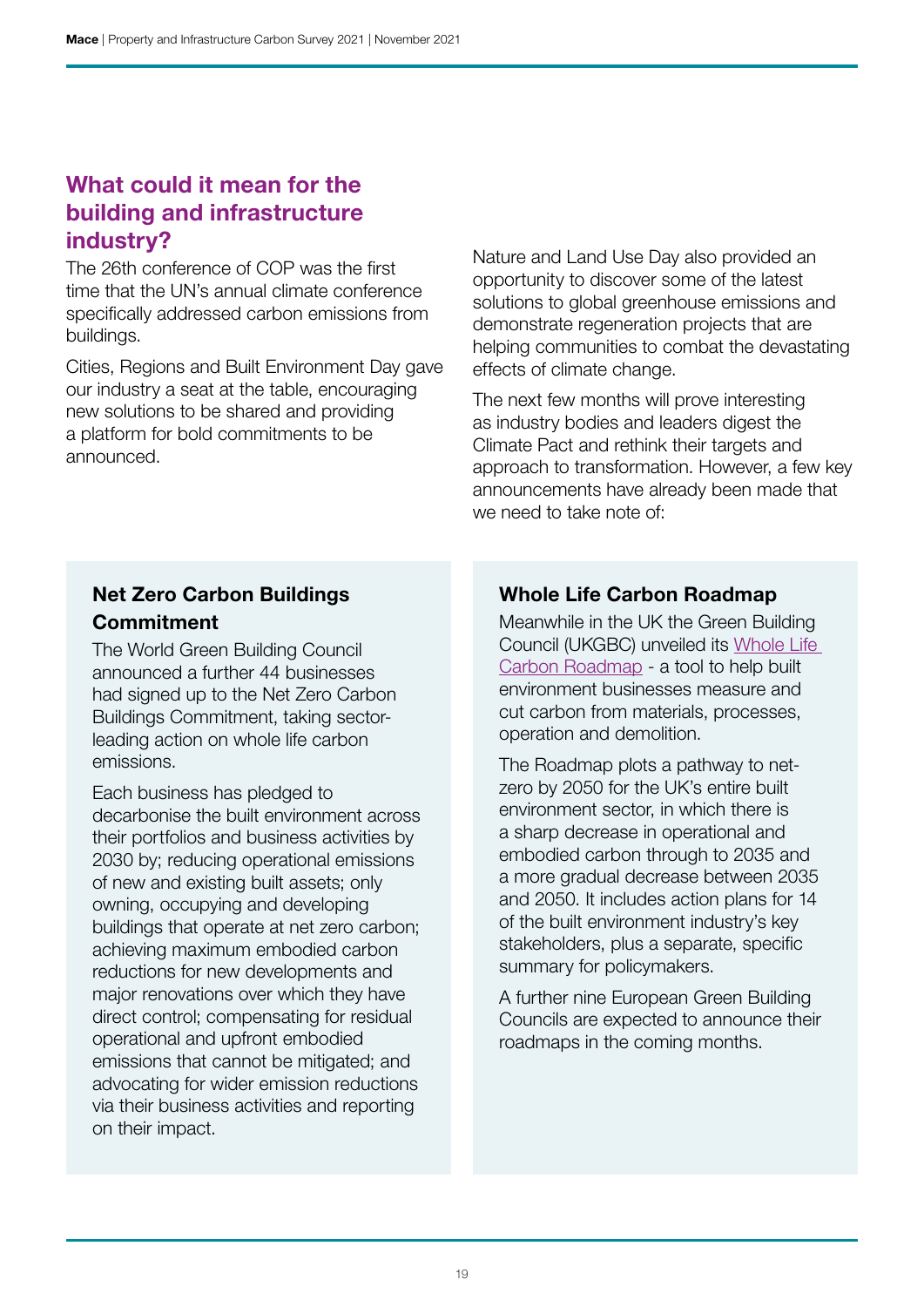## What could it mean for the building and infrastructure industry?

The 26th conference of COP was the first time that the UN's annual climate conference specifically addressed carbon emissions from buildings.

Cities, Regions and Built Environment Day gave our industry a seat at the table, encouraging new solutions to be shared and providing a platform for bold commitments to be announced.

Nature and Land Use Day also provided an opportunity to discover some of the latest solutions to global greenhouse emissions and demonstrate regeneration projects that are helping communities to combat the devastating effects of climate change.

The next few months will prove interesting as industry bodies and leaders digest the Climate Pact and rethink their targets and approach to transformation. However, a few key announcements have already been made that we need to take note of:

### Net Zero Carbon Buildings Commitment

The World Green Building Council announced a further 44 businesses had signed up to the Net Zero Carbon Buildings Commitment, taking sector-leading action on whole life carbon emissions.

Each business has pledged to decarbonise the built environment across their portfolios and business activities by 2030 by; reducing operational emissions of new and existing built assets; only owning, occupying and developing buildings that operate at net zero carbon; achieving maximum embodied carbon reductions for new developments and major renovations over which they have direct control; compensating for residual operational and upfront embodied emissions that cannot be mitigated; and advocating for wider emission reductions via their business activities and reporting on their impact.

### Whole Life Carbon Roadmap

Meanwhile in the UK the Green Building Council (UKGBC) unveiled its Whole Life Carbon Roadmap - a tool to help built environment businesses measure and cut carbon from materials, processes, operation and demolition.

The Roadmap plots a pathway to net-zero by 2050 for the UK's entire built environment sector, in which there is a sharp decrease in operational and embodied carbon through to 2035 and a more gradual decrease between 2035 and 2050. It includes action plans for 14 of the built environment industry's key stakeholders, plus a separate, specific summary for policymakers.

A further nine European Green Building Councils are expected to announce their roadmaps in the coming months.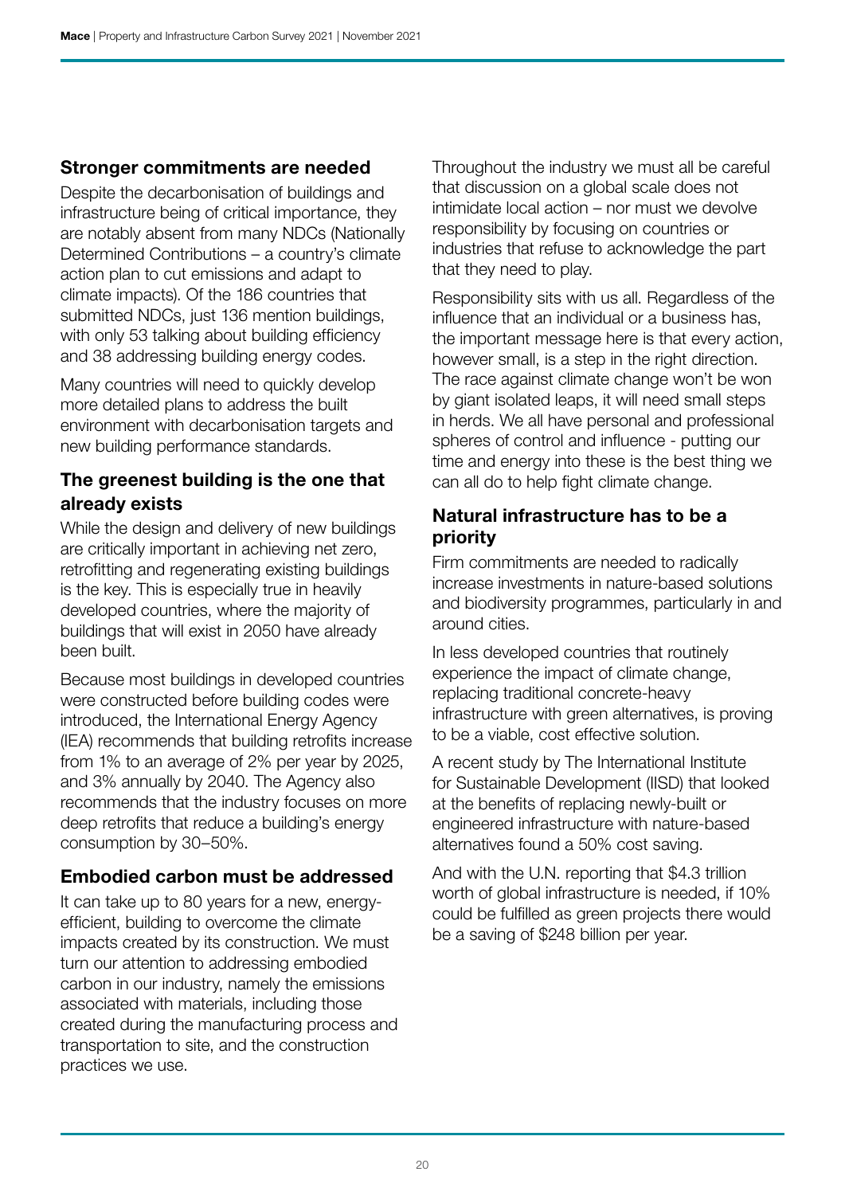## Stronger commitments are needed

Despite the decarbonisation of buildings and infrastructure being of critical importance, they are notably absent from many NDCs (Nationally Determined Contributions – a country's climate action plan to cut emissions and adapt to climate impacts). Of the 186 countries that submitted NDCs, just 136 mention buildings, with only 53 talking about building efficiency and 38 addressing building energy codes.

Many countries will need to quickly develop more detailed plans to address the built environment with decarbonisation targets and new building performance standards.

## The greenest building is the one that already exists

While the design and delivery of new buildings are critically important in achieving net zero, retrofitting and regenerating existing buildings is the key. This is especially true in heavily developed countries, where the majority of buildings that will exist in 2050 have already been built.

Because most buildings in developed countries were constructed before building codes were introduced, the International Energy Agency (IEA) recommends that building retrofits increase from 1% to an average of 2% per year by 2025, and 3% annually by 2040. The Agency also recommends that the industry focuses on more deep retrofits that reduce a building's energy consumption by 30–50%.

## Embodied carbon must be addressed

It can take up to 80 years for a new, energy-efficient, building to overcome the climate impacts created by its construction. We must turn our attention to addressing embodied carbon in our industry, namely the emissions associated with materials, including those created during the manufacturing process and transportation to site, and the construction practices we use.

Throughout the industry we must all be careful that discussion on a global scale does not intimidate local action – nor must we devolve responsibility by focusing on countries or industries that refuse to acknowledge the part that they need to play.

Responsibility sits with us all. Regardless of the influence that an individual or a business has, the important message here is that every action, however small, is a step in the right direction. The race against climate change won't be won by giant isolated leaps, it will need small steps in herds. We all have personal and professional spheres of control and influence - putting our time and energy into these is the best thing we can all do to help fight climate change.

## Natural infrastructure has to be a priority

Firm commitments are needed to radically increase investments in nature-based solutions and biodiversity programmes, particularly in and around cities.

In less developed countries that routinely experience the impact of climate change, replacing traditional concrete-heavy infrastructure with green alternatives, is proving to be a viable, cost effective solution.

A recent study by The International Institute for Sustainable Development (IISD) that looked at the benefits of replacing newly-built or engineered infrastructure with nature-based alternatives found a 50% cost saving.

And with the U.N. reporting that $4.3 trillion worth of global infrastructure is needed, if 10% could be fulfilled as green projects there would be a saving of $248 billion per year.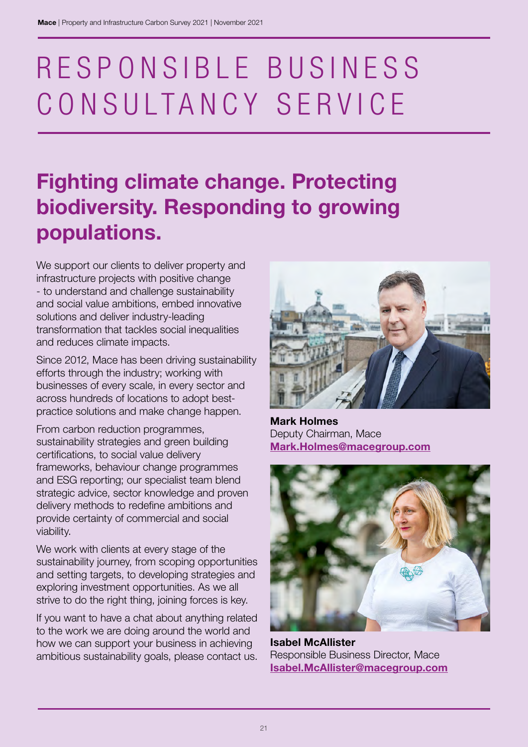# RESPONSIBLE BUSINESS CONSULTANCY SERVICE

## Fighting climate change. Protecting biodiversity. Responding to growing populations.

We support our clients to deliver property and infrastructure projects with positive change - to understand and challenge sustainability and social value ambitions, embed innovative solutions and deliver industry-leading transformation that tackles social inequalities and reduces climate impacts.

Since 2012, Mace has been driving sustainability efforts through the industry; working with businesses of every scale, in every sector and across hundreds of locations to adopt best-practice solutions and make change happen.

From carbon reduction programmes, sustainability strategies and green building certifications, to social value delivery frameworks, behaviour change programmes and ESG reporting; our specialist team blend strategic advice, sector knowledge and proven delivery methods to redefine ambitions and provide certainty of commercial and social viability.

We work with clients at every stage of the sustainability journey, from scoping opportunities and setting targets, to developing strategies and exploring investment opportunities. As we all strive to do the right thing, joining forces is key.

If you want to have a chat about anything related to the work we are doing around the world and how we can support your business in achieving ambitious sustainability goals, please contact us.

**Mark Holmes**
Deputy Chairman, Mace
**Mark.Holmes@macegroup.com**

**Isabel McAllister**
Responsible Business Director, Mace
**Isabel.McAllister@macegroup.com**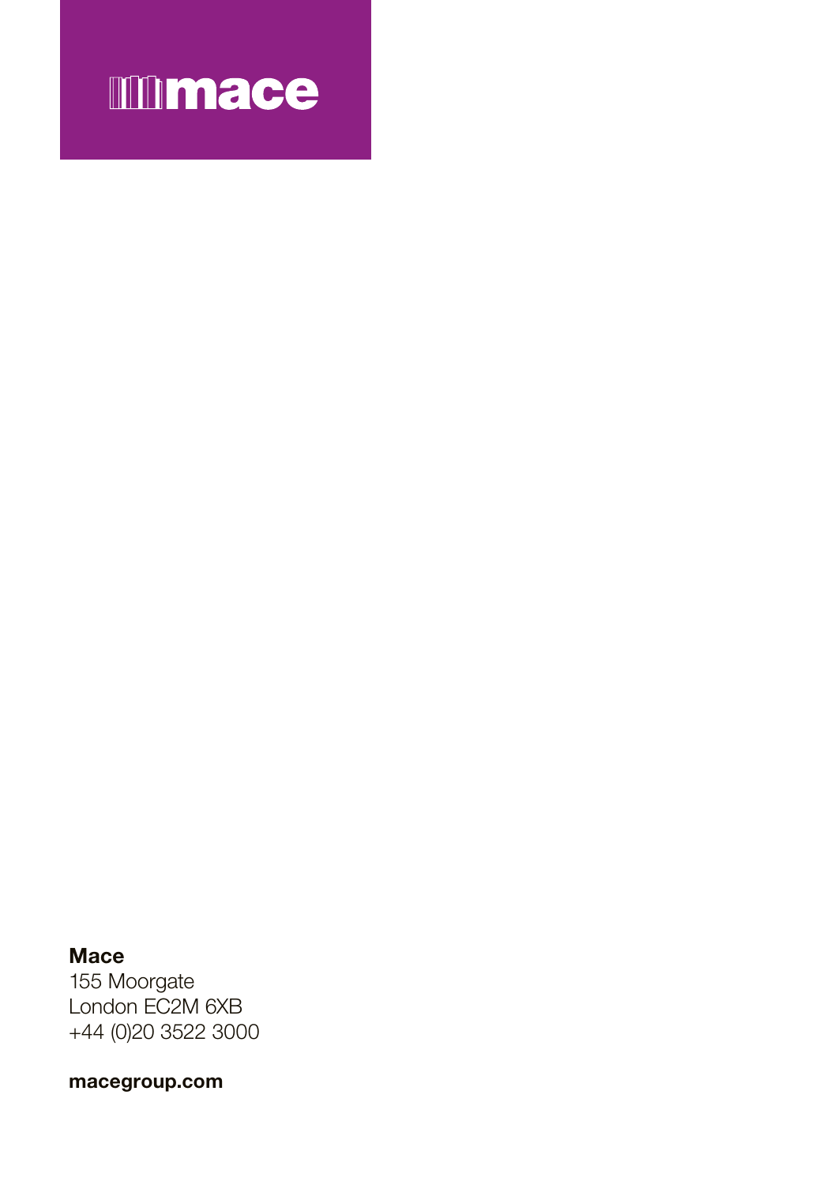mace

**Mace**
155 Moorgate
London EC2M 6XB
+44 (0)20 3522 3000

**macegroup.com**